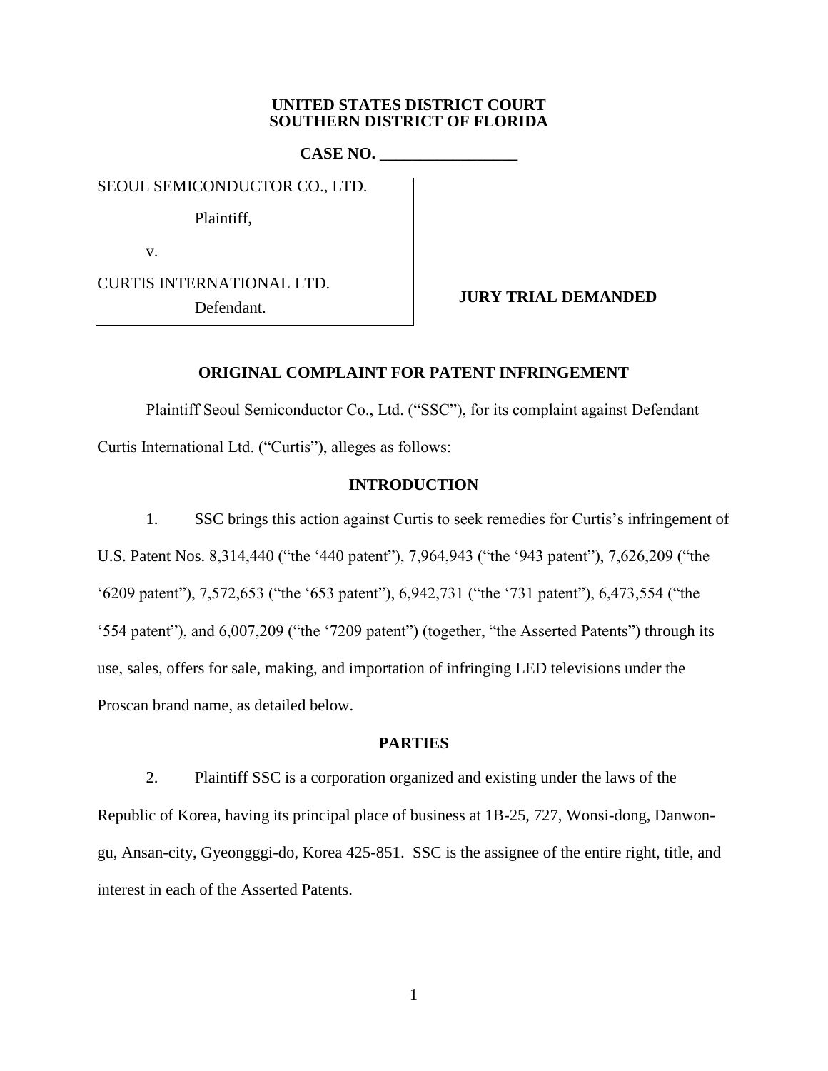**UNITED STATES DISTRICT COURT**
**SOUTHERN DISTRICT OF FLORIDA**

**CASE NO. _________________**

SEOUL SEMICONDUCTOR CO., LTD.

Plaintiff,

v.

CURTIS INTERNATIONAL LTD.

Defendant.

**JURY TRIAL DEMANDED**

**ORIGINAL COMPLAINT FOR PATENT INFRINGEMENT**

Plaintiff Seoul Semiconductor Co., Ltd. ("SSC"), for its complaint against Defendant Curtis International Ltd. ("Curtis"), alleges as follows:

**INTRODUCTION**

1. SSC brings this action against Curtis to seek remedies for Curtis's infringement of U.S. Patent Nos. 8,314,440 ("the '440 patent"), 7,964,943 ("the '943 patent"), 7,626,209 ("the '6209 patent"), 7,572,653 ("the '653 patent"), 6,942,731 ("the '731 patent"), 6,473,554 ("the '554 patent"), and 6,007,209 ("the '7209 patent") (together, "the Asserted Patents") through its use, sales, offers for sale, making, and importation of infringing LED televisions under the Proscan brand name, as detailed below.

**PARTIES**

2. Plaintiff SSC is a corporation organized and existing under the laws of the Republic of Korea, having its principal place of business at 1B-25, 727, Wonsi-dong, Danwon-gu, Ansan-city, Gyeonggi-do, Korea 425-851. SSC is the assignee of the entire right, title, and interest in each of the Asserted Patents.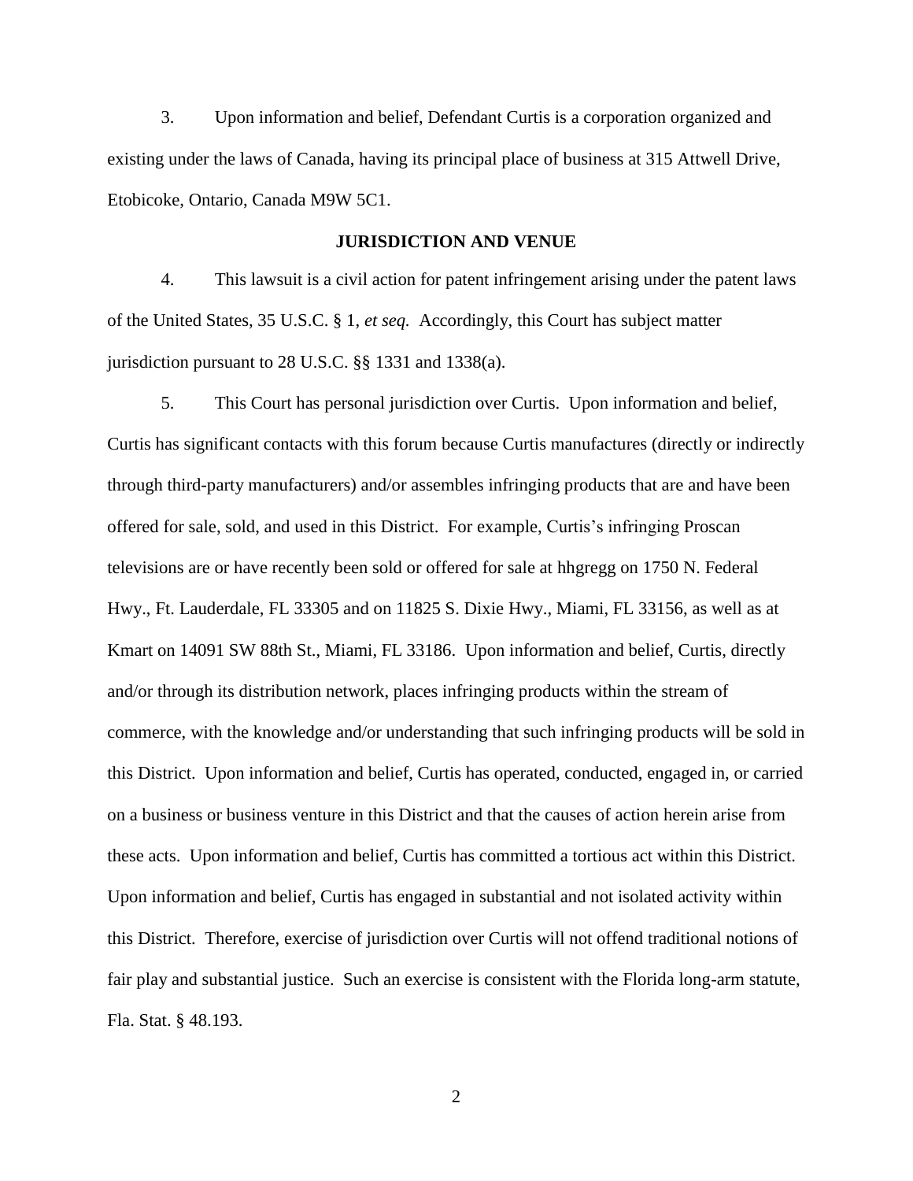3. Upon information and belief, Defendant Curtis is a corporation organized and existing under the laws of Canada, having its principal place of business at 315 Attwell Drive, Etobicoke, Ontario, Canada M9W 5C1.

## JURISDICTION AND VENUE

4. This lawsuit is a civil action for patent infringement arising under the patent laws of the United States, 35 U.S.C. § 1, *et seq.* Accordingly, this Court has subject matter jurisdiction pursuant to 28 U.S.C. §§ 1331 and 1338(a).

5. This Court has personal jurisdiction over Curtis. Upon information and belief, Curtis has significant contacts with this forum because Curtis manufactures (directly or indirectly through third-party manufacturers) and/or assembles infringing products that are and have been offered for sale, sold, and used in this District. For example, Curtis's infringing Proscan televisions are or have recently been sold or offered for sale at hhgregg on 1750 N. Federal Hwy., Ft. Lauderdale, FL 33305 and on 11825 S. Dixie Hwy., Miami, FL 33156, as well as at Kmart on 14091 SW 88th St., Miami, FL 33186. Upon information and belief, Curtis, directly and/or through its distribution network, places infringing products within the stream of commerce, with the knowledge and/or understanding that such infringing products will be sold in this District. Upon information and belief, Curtis has operated, conducted, engaged in, or carried on a business or business venture in this District and that the causes of action herein arise from these acts. Upon information and belief, Curtis has committed a tortious act within this District. Upon information and belief, Curtis has engaged in substantial and not isolated activity within this District. Therefore, exercise of jurisdiction over Curtis will not offend traditional notions of fair play and substantial justice. Such an exercise is consistent with the Florida long-arm statute, Fla. Stat. § 48.193.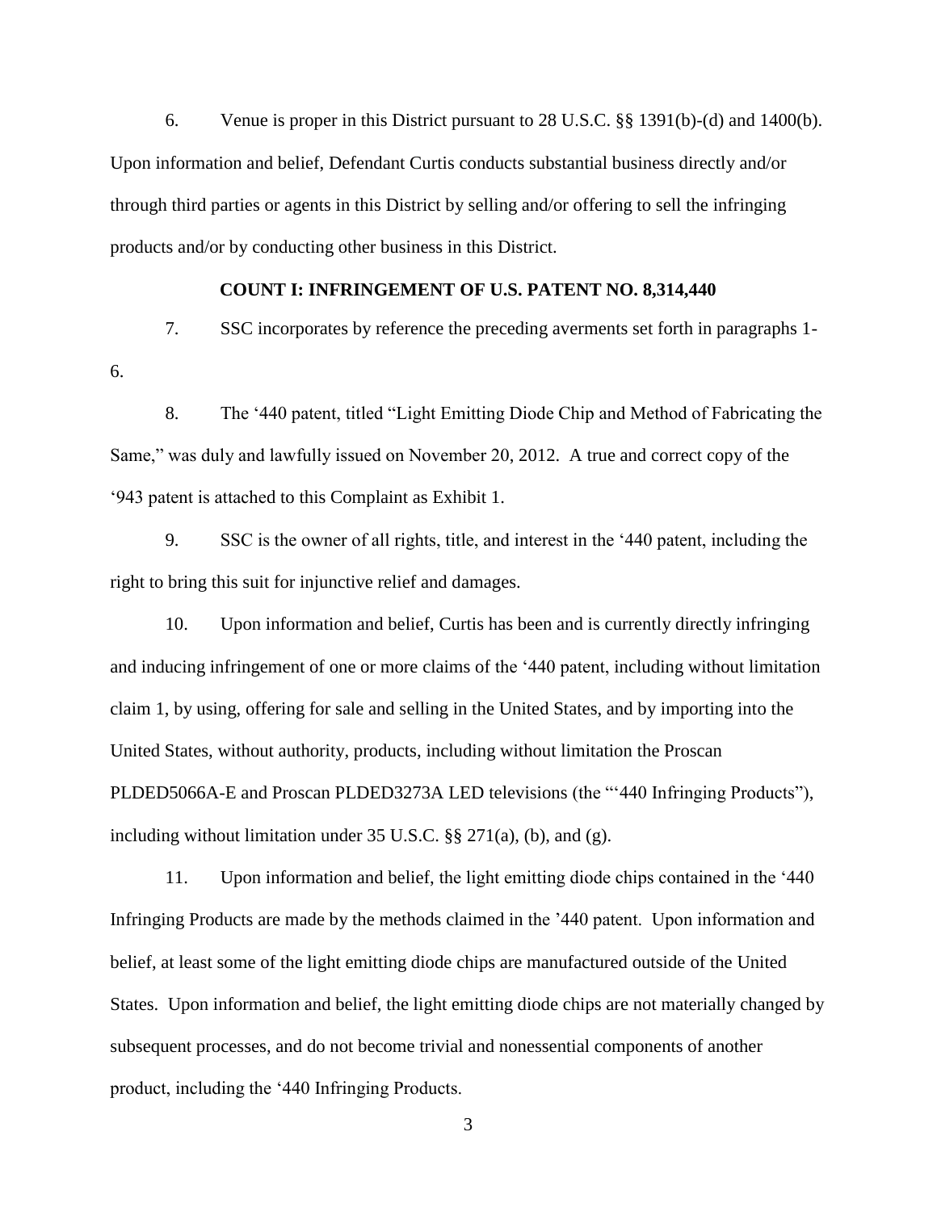6. Venue is proper in this District pursuant to 28 U.S.C. §§ 1391(b)-(d) and 1400(b). Upon information and belief, Defendant Curtis conducts substantial business directly and/or through third parties or agents in this District by selling and/or offering to sell the infringing products and/or by conducting other business in this District.

**COUNT I: INFRINGEMENT OF U.S. PATENT NO. 8,314,440**

7. SSC incorporates by reference the preceding averments set forth in paragraphs 1-6.

8. The '440 patent, titled "Light Emitting Diode Chip and Method of Fabricating the Same," was duly and lawfully issued on November 20, 2012. A true and correct copy of the '943 patent is attached to this Complaint as Exhibit 1.

9. SSC is the owner of all rights, title, and interest in the '440 patent, including the right to bring this suit for injunctive relief and damages.

10. Upon information and belief, Curtis has been and is currently directly infringing and inducing infringement of one or more claims of the '440 patent, including without limitation claim 1, by using, offering for sale and selling in the United States, and by importing into the United States, without authority, products, including without limitation the Proscan PLDED5066A-E and Proscan PLDED3273A LED televisions (the "'440 Infringing Products"), including without limitation under 35 U.S.C. §§ 271(a), (b), and (g).

11. Upon information and belief, the light emitting diode chips contained in the '440 Infringing Products are made by the methods claimed in the '440 patent. Upon information and belief, at least some of the light emitting diode chips are manufactured outside of the United States. Upon information and belief, the light emitting diode chips are not materially changed by subsequent processes, and do not become trivial and nonessential components of another product, including the '440 Infringing Products.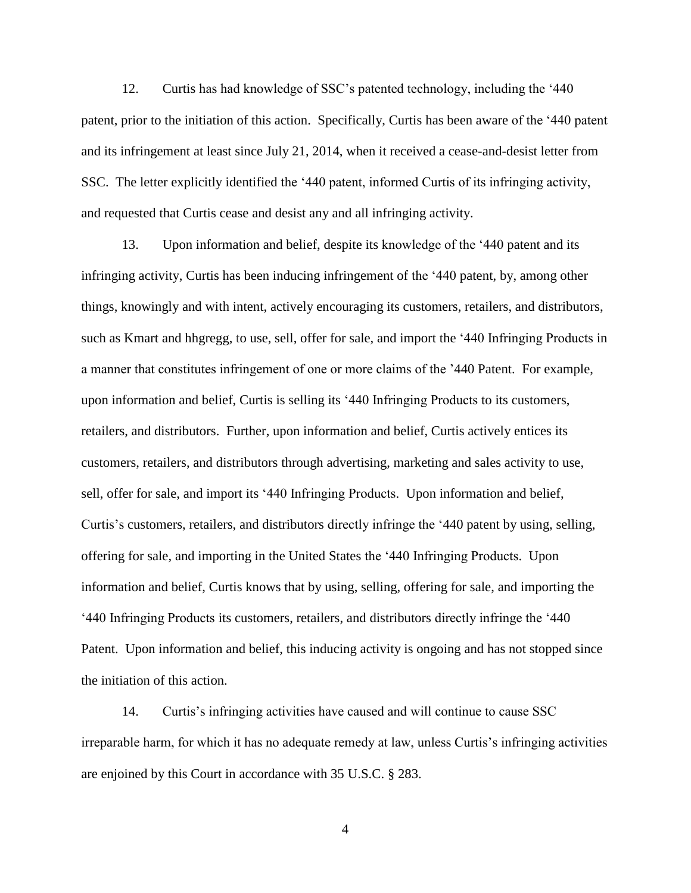12. Curtis has had knowledge of SSC's patented technology, including the '440 patent, prior to the initiation of this action. Specifically, Curtis has been aware of the '440 patent and its infringement at least since July 21, 2014, when it received a cease-and-desist letter from SSC. The letter explicitly identified the '440 patent, informed Curtis of its infringing activity, and requested that Curtis cease and desist any and all infringing activity.

13. Upon information and belief, despite its knowledge of the '440 patent and its infringing activity, Curtis has been inducing infringement of the '440 patent, by, among other things, knowingly and with intent, actively encouraging its customers, retailers, and distributors, such as Kmart and hhgregg, to use, sell, offer for sale, and import the '440 Infringing Products in a manner that constitutes infringement of one or more claims of the '440 Patent. For example, upon information and belief, Curtis is selling its '440 Infringing Products to its customers, retailers, and distributors. Further, upon information and belief, Curtis actively entices its customers, retailers, and distributors through advertising, marketing and sales activity to use, sell, offer for sale, and import its '440 Infringing Products. Upon information and belief, Curtis's customers, retailers, and distributors directly infringe the '440 patent by using, selling, offering for sale, and importing in the United States the '440 Infringing Products. Upon information and belief, Curtis knows that by using, selling, offering for sale, and importing the '440 Infringing Products its customers, retailers, and distributors directly infringe the '440 Patent. Upon information and belief, this inducing activity is ongoing and has not stopped since the initiation of this action.

14. Curtis's infringing activities have caused and will continue to cause SSC irreparable harm, for which it has no adequate remedy at law, unless Curtis's infringing activities are enjoined by this Court in accordance with 35 U.S.C. § 283.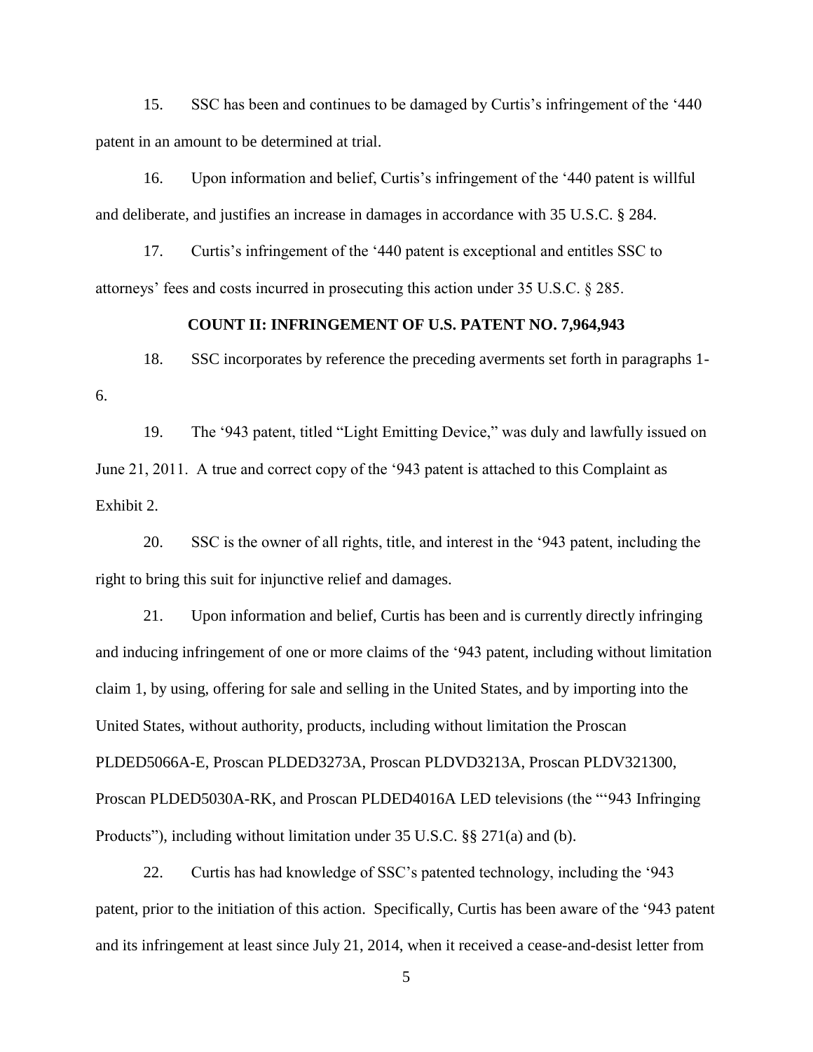15. SSC has been and continues to be damaged by Curtis's infringement of the '440 patent in an amount to be determined at trial.

16. Upon information and belief, Curtis's infringement of the '440 patent is willful and deliberate, and justifies an increase in damages in accordance with 35 U.S.C. § 284.

17. Curtis's infringement of the '440 patent is exceptional and entitles SSC to attorneys' fees and costs incurred in prosecuting this action under 35 U.S.C. § 285.

## COUNT II: INFRINGEMENT OF U.S. PATENT NO. 7,964,943

18. SSC incorporates by reference the preceding averments set forth in paragraphs 1-6.

19. The '943 patent, titled "Light Emitting Device," was duly and lawfully issued on June 21, 2011. A true and correct copy of the '943 patent is attached to this Complaint as Exhibit 2.

20. SSC is the owner of all rights, title, and interest in the '943 patent, including the right to bring this suit for injunctive relief and damages.

21. Upon information and belief, Curtis has been and is currently directly infringing and inducing infringement of one or more claims of the '943 patent, including without limitation claim 1, by using, offering for sale and selling in the United States, and by importing into the United States, without authority, products, including without limitation the Proscan PLDED5066A-E, Proscan PLDED3273A, Proscan PLDVD3213A, Proscan PLDV321300, Proscan PLDED5030A-RK, and Proscan PLDED4016A LED televisions (the "'943 Infringing Products"), including without limitation under 35 U.S.C. §§ 271(a) and (b).

22. Curtis has had knowledge of SSC's patented technology, including the '943 patent, prior to the initiation of this action. Specifically, Curtis has been aware of the '943 patent and its infringement at least since July 21, 2014, when it received a cease-and-desist letter from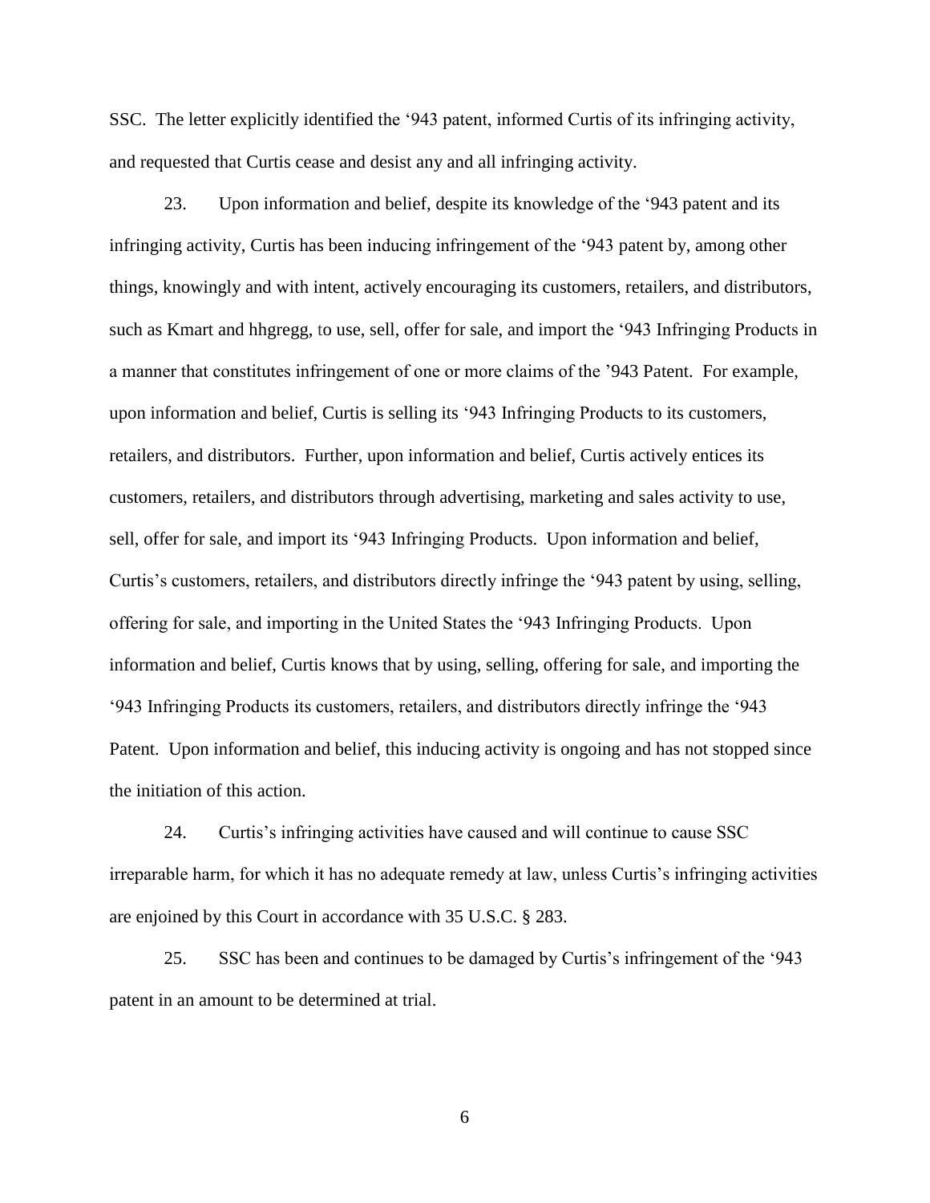SSC. The letter explicitly identified the '943 patent, informed Curtis of its infringing activity, and requested that Curtis cease and desist any and all infringing activity.

23. Upon information and belief, despite its knowledge of the '943 patent and its infringing activity, Curtis has been inducing infringement of the '943 patent by, among other things, knowingly and with intent, actively encouraging its customers, retailers, and distributors, such as Kmart and hhgregg, to use, sell, offer for sale, and import the '943 Infringing Products in a manner that constitutes infringement of one or more claims of the '943 Patent. For example, upon information and belief, Curtis is selling its '943 Infringing Products to its customers, retailers, and distributors. Further, upon information and belief, Curtis actively entices its customers, retailers, and distributors through advertising, marketing and sales activity to use, sell, offer for sale, and import its '943 Infringing Products. Upon information and belief, Curtis's customers, retailers, and distributors directly infringe the '943 patent by using, selling, offering for sale, and importing in the United States the '943 Infringing Products. Upon information and belief, Curtis knows that by using, selling, offering for sale, and importing the '943 Infringing Products its customers, retailers, and distributors directly infringe the '943 Patent. Upon information and belief, this inducing activity is ongoing and has not stopped since the initiation of this action.

24. Curtis's infringing activities have caused and will continue to cause SSC irreparable harm, for which it has no adequate remedy at law, unless Curtis's infringing activities are enjoined by this Court in accordance with 35 U.S.C. § 283.

25. SSC has been and continues to be damaged by Curtis's infringement of the '943 patent in an amount to be determined at trial.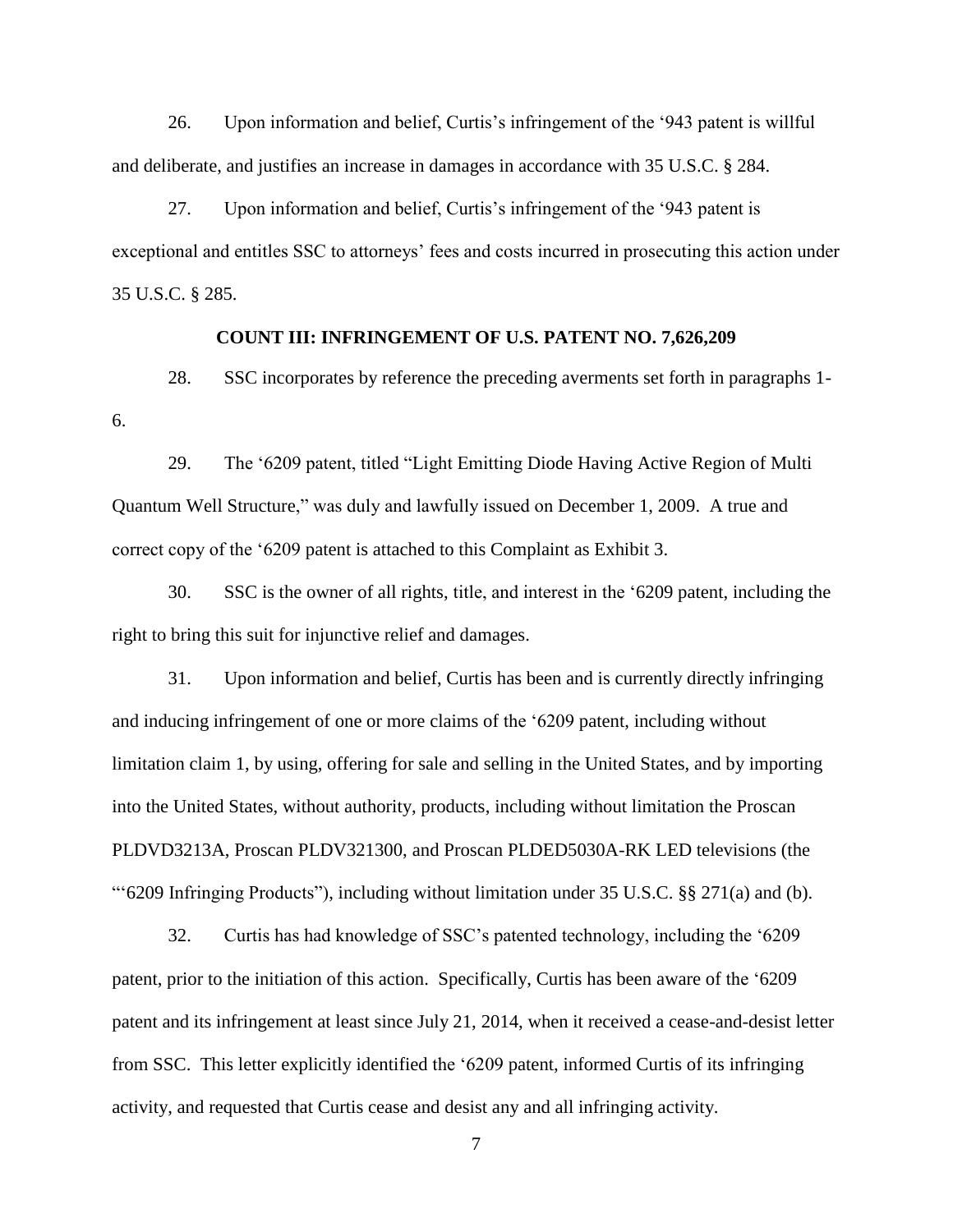26. Upon information and belief, Curtis's infringement of the '943 patent is willful and deliberate, and justifies an increase in damages in accordance with 35 U.S.C. § 284.

27. Upon information and belief, Curtis's infringement of the '943 patent is exceptional and entitles SSC to attorneys' fees and costs incurred in prosecuting this action under 35 U.S.C. § 285.

**COUNT III: INFRINGEMENT OF U.S. PATENT NO. 7,626,209**

28. SSC incorporates by reference the preceding averments set forth in paragraphs 1-6.

29. The '6209 patent, titled "Light Emitting Diode Having Active Region of Multi Quantum Well Structure," was duly and lawfully issued on December 1, 2009. A true and correct copy of the '6209 patent is attached to this Complaint as Exhibit 3.

30. SSC is the owner of all rights, title, and interest in the '6209 patent, including the right to bring this suit for injunctive relief and damages.

31. Upon information and belief, Curtis has been and is currently directly infringing and inducing infringement of one or more claims of the '6209 patent, including without limitation claim 1, by using, offering for sale and selling in the United States, and by importing into the United States, without authority, products, including without limitation the Proscan PLDVD3213A, Proscan PLDV321300, and Proscan PLDED5030A-RK LED televisions (the "'6209 Infringing Products"), including without limitation under 35 U.S.C. §§ 271(a) and (b).

32. Curtis has had knowledge of SSC's patented technology, including the '6209 patent, prior to the initiation of this action. Specifically, Curtis has been aware of the '6209 patent and its infringement at least since July 21, 2014, when it received a cease-and-desist letter from SSC. This letter explicitly identified the '6209 patent, informed Curtis of its infringing activity, and requested that Curtis cease and desist any and all infringing activity.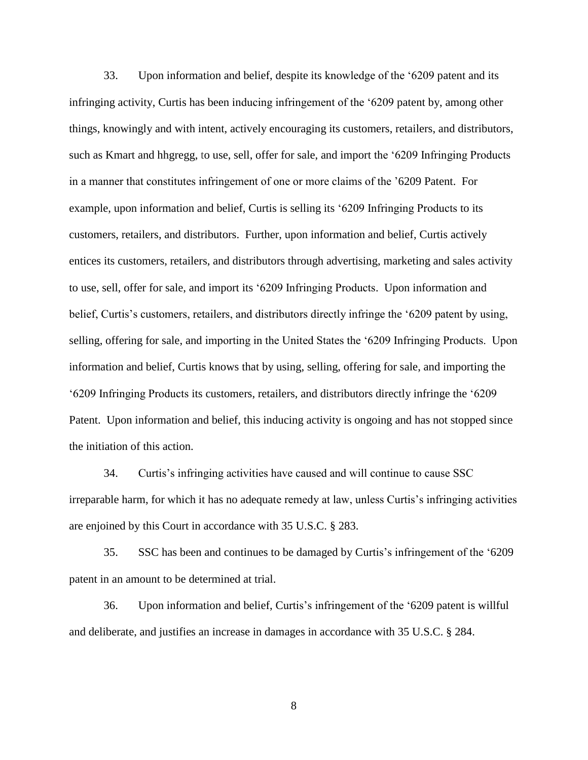33. Upon information and belief, despite its knowledge of the '6209 patent and its infringing activity, Curtis has been inducing infringement of the '6209 patent by, among other things, knowingly and with intent, actively encouraging its customers, retailers, and distributors, such as Kmart and hhgregg, to use, sell, offer for sale, and import the '6209 Infringing Products in a manner that constitutes infringement of one or more claims of the '6209 Patent. For example, upon information and belief, Curtis is selling its '6209 Infringing Products to its customers, retailers, and distributors. Further, upon information and belief, Curtis actively entices its customers, retailers, and distributors through advertising, marketing and sales activity to use, sell, offer for sale, and import its '6209 Infringing Products. Upon information and belief, Curtis's customers, retailers, and distributors directly infringe the '6209 patent by using, selling, offering for sale, and importing in the United States the '6209 Infringing Products. Upon information and belief, Curtis knows that by using, selling, offering for sale, and importing the '6209 Infringing Products its customers, retailers, and distributors directly infringe the '6209 Patent. Upon information and belief, this inducing activity is ongoing and has not stopped since the initiation of this action.

34. Curtis's infringing activities have caused and will continue to cause SSC irreparable harm, for which it has no adequate remedy at law, unless Curtis's infringing activities are enjoined by this Court in accordance with 35 U.S.C. § 283.

35. SSC has been and continues to be damaged by Curtis's infringement of the '6209 patent in an amount to be determined at trial.

36. Upon information and belief, Curtis's infringement of the '6209 patent is willful and deliberate, and justifies an increase in damages in accordance with 35 U.S.C. § 284.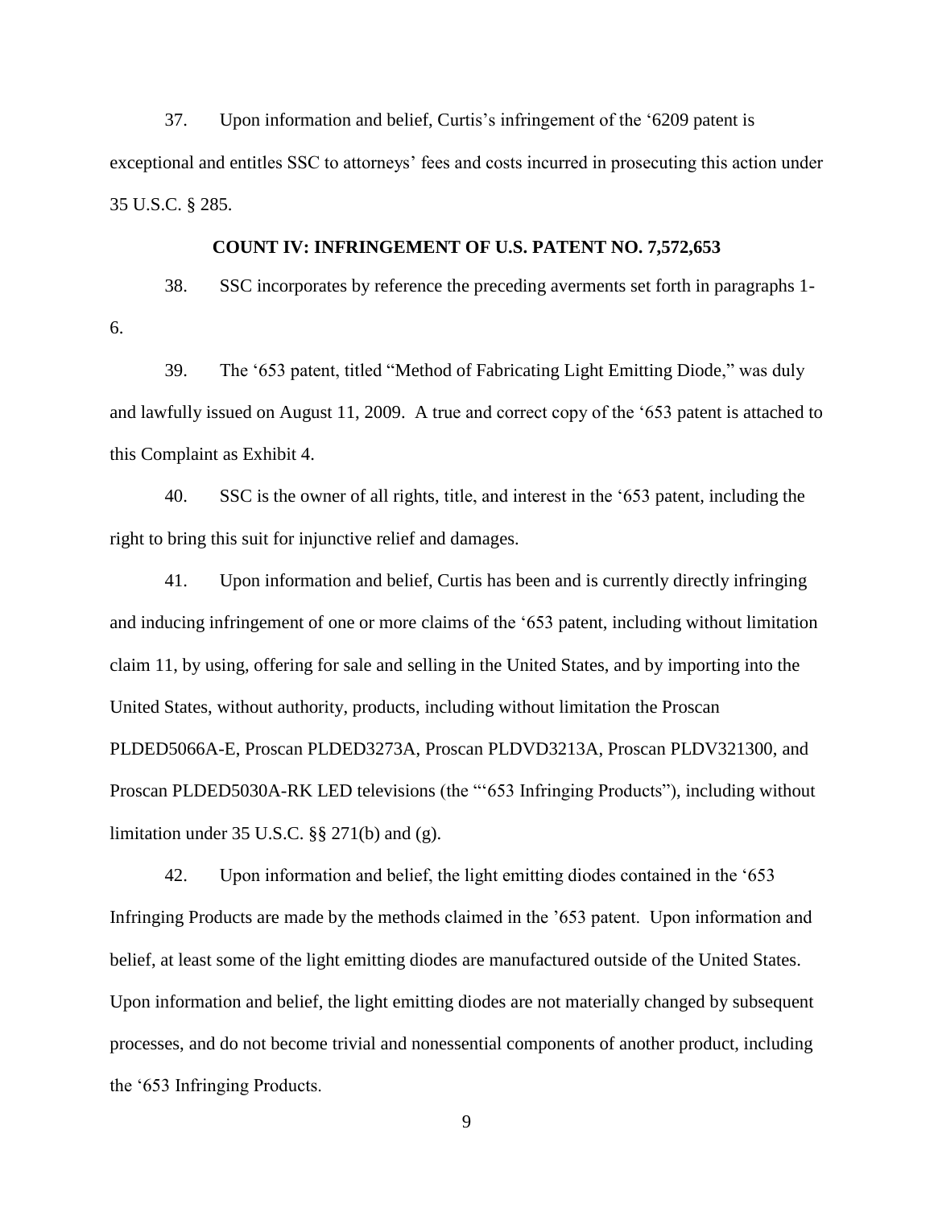37. Upon information and belief, Curtis's infringement of the '6209 patent is exceptional and entitles SSC to attorneys' fees and costs incurred in prosecuting this action under 35 U.S.C. § 285.

**COUNT IV: INFRINGEMENT OF U.S. PATENT NO. 7,572,653**

38. SSC incorporates by reference the preceding averments set forth in paragraphs 1-6.

39. The '653 patent, titled "Method of Fabricating Light Emitting Diode," was duly and lawfully issued on August 11, 2009. A true and correct copy of the '653 patent is attached to this Complaint as Exhibit 4.

40. SSC is the owner of all rights, title, and interest in the '653 patent, including the right to bring this suit for injunctive relief and damages.

41. Upon information and belief, Curtis has been and is currently directly infringing and inducing infringement of one or more claims of the '653 patent, including without limitation claim 11, by using, offering for sale and selling in the United States, and by importing into the United States, without authority, products, including without limitation the Proscan PLDED5066A-E, Proscan PLDED3273A, Proscan PLDVD3213A, Proscan PLDV321300, and Proscan PLDED5030A-RK LED televisions (the "'653 Infringing Products"), including without limitation under 35 U.S.C. §§ 271(b) and (g).

42. Upon information and belief, the light emitting diodes contained in the '653 Infringing Products are made by the methods claimed in the '653 patent. Upon information and belief, at least some of the light emitting diodes are manufactured outside of the United States. Upon information and belief, the light emitting diodes are not materially changed by subsequent processes, and do not become trivial and nonessential components of another product, including the '653 Infringing Products.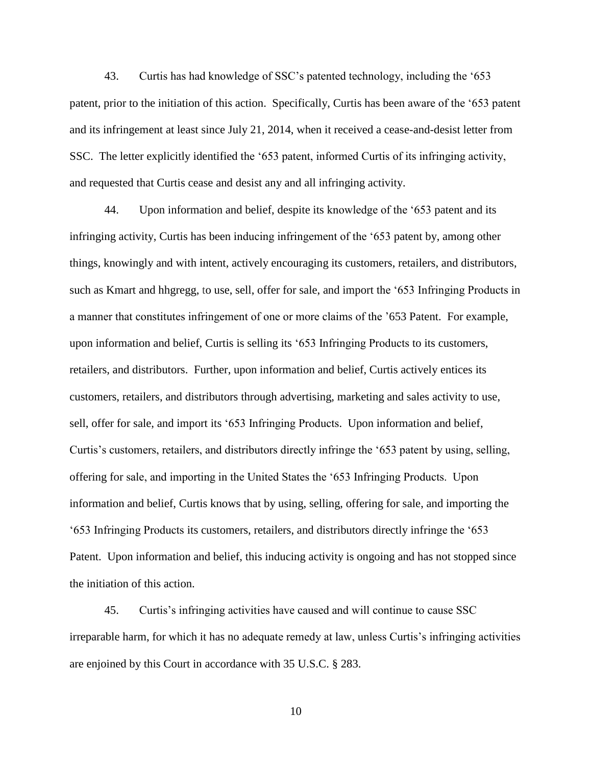43. Curtis has had knowledge of SSC's patented technology, including the '653 patent, prior to the initiation of this action. Specifically, Curtis has been aware of the '653 patent and its infringement at least since July 21, 2014, when it received a cease-and-desist letter from SSC. The letter explicitly identified the '653 patent, informed Curtis of its infringing activity, and requested that Curtis cease and desist any and all infringing activity.

44. Upon information and belief, despite its knowledge of the '653 patent and its infringing activity, Curtis has been inducing infringement of the '653 patent by, among other things, knowingly and with intent, actively encouraging its customers, retailers, and distributors, such as Kmart and hhgregg, to use, sell, offer for sale, and import the '653 Infringing Products in a manner that constitutes infringement of one or more claims of the '653 Patent. For example, upon information and belief, Curtis is selling its '653 Infringing Products to its customers, retailers, and distributors. Further, upon information and belief, Curtis actively entices its customers, retailers, and distributors through advertising, marketing and sales activity to use, sell, offer for sale, and import its '653 Infringing Products. Upon information and belief, Curtis's customers, retailers, and distributors directly infringe the '653 patent by using, selling, offering for sale, and importing in the United States the '653 Infringing Products. Upon information and belief, Curtis knows that by using, selling, offering for sale, and importing the '653 Infringing Products its customers, retailers, and distributors directly infringe the '653 Patent. Upon information and belief, this inducing activity is ongoing and has not stopped since the initiation of this action.

45. Curtis's infringing activities have caused and will continue to cause SSC irreparable harm, for which it has no adequate remedy at law, unless Curtis's infringing activities are enjoined by this Court in accordance with 35 U.S.C. § 283.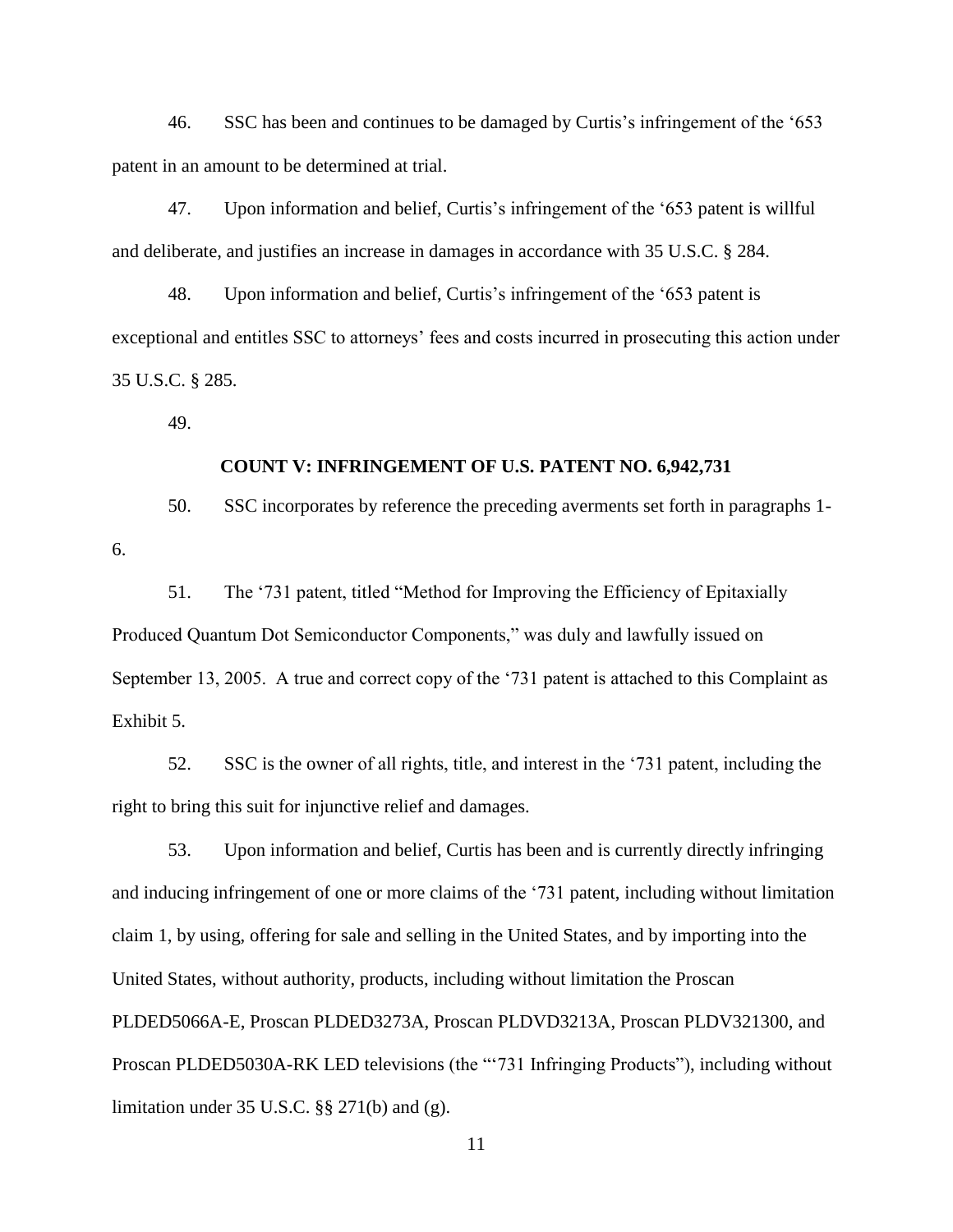46. SSC has been and continues to be damaged by Curtis's infringement of the '653 patent in an amount to be determined at trial.

47. Upon information and belief, Curtis's infringement of the '653 patent is willful and deliberate, and justifies an increase in damages in accordance with 35 U.S.C. § 284.

48. Upon information and belief, Curtis's infringement of the '653 patent is exceptional and entitles SSC to attorneys' fees and costs incurred in prosecuting this action under 35 U.S.C. § 285.

49.

**COUNT V: INFRINGEMENT OF U.S. PATENT NO. 6,942,731**

50. SSC incorporates by reference the preceding averments set forth in paragraphs 1-6.

51. The '731 patent, titled "Method for Improving the Efficiency of Epitaxially Produced Quantum Dot Semiconductor Components," was duly and lawfully issued on September 13, 2005. A true and correct copy of the '731 patent is attached to this Complaint as Exhibit 5.

52. SSC is the owner of all rights, title, and interest in the '731 patent, including the right to bring this suit for injunctive relief and damages.

53. Upon information and belief, Curtis has been and is currently directly infringing and inducing infringement of one or more claims of the '731 patent, including without limitation claim 1, by using, offering for sale and selling in the United States, and by importing into the United States, without authority, products, including without limitation the Proscan PLDED5066A-E, Proscan PLDED3273A, Proscan PLDVD3213A, Proscan PLDV321300, and Proscan PLDED5030A-RK LED televisions (the "'731 Infringing Products"), including without limitation under 35 U.S.C. §§ 271(b) and (g).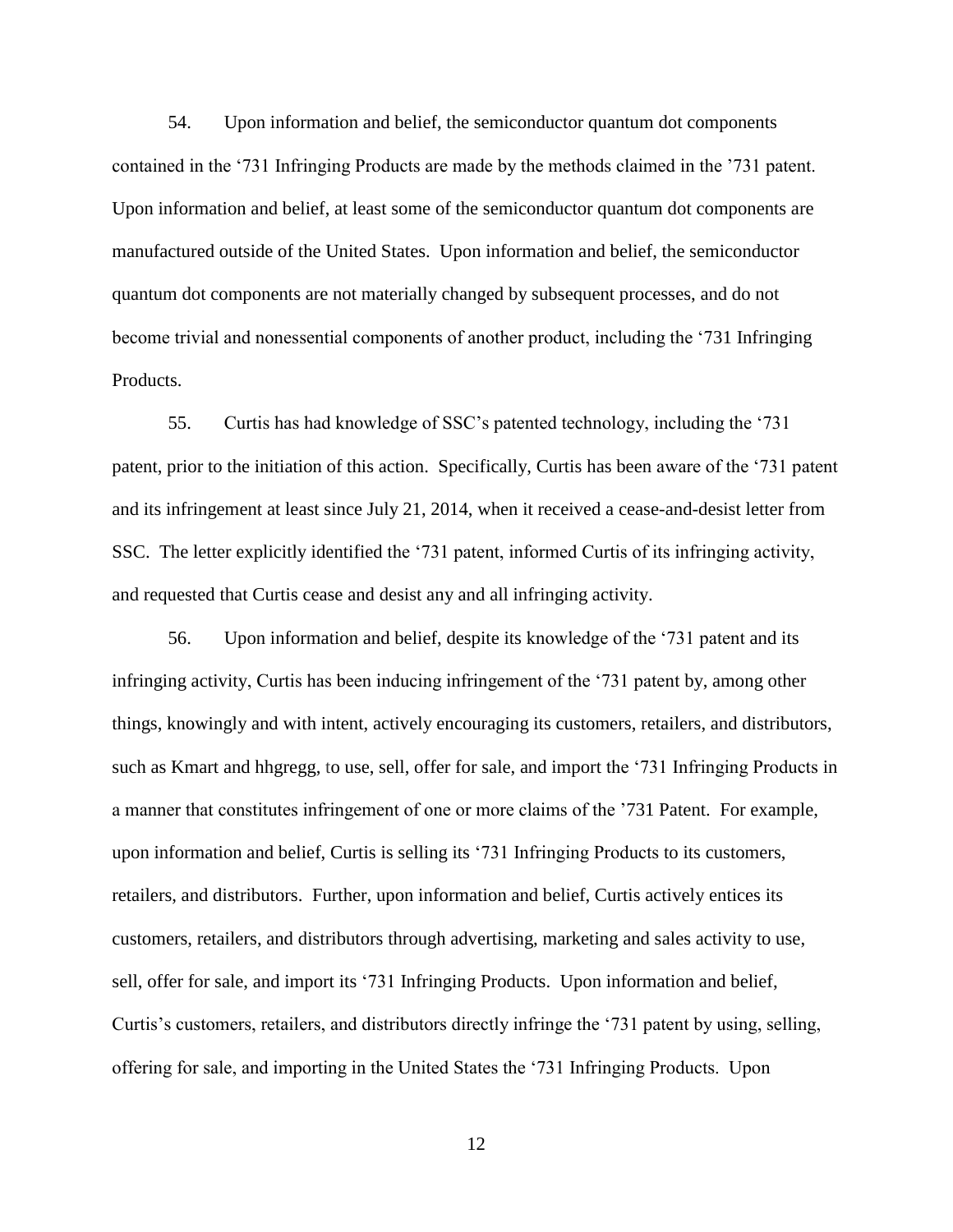54. Upon information and belief, the semiconductor quantum dot components contained in the '731 Infringing Products are made by the methods claimed in the '731 patent. Upon information and belief, at least some of the semiconductor quantum dot components are manufactured outside of the United States. Upon information and belief, the semiconductor quantum dot components are not materially changed by subsequent processes, and do not become trivial and nonessential components of another product, including the '731 Infringing Products.

55. Curtis has had knowledge of SSC's patented technology, including the '731 patent, prior to the initiation of this action. Specifically, Curtis has been aware of the '731 patent and its infringement at least since July 21, 2014, when it received a cease-and-desist letter from SSC. The letter explicitly identified the '731 patent, informed Curtis of its infringing activity, and requested that Curtis cease and desist any and all infringing activity.

56. Upon information and belief, despite its knowledge of the '731 patent and its infringing activity, Curtis has been inducing infringement of the '731 patent by, among other things, knowingly and with intent, actively encouraging its customers, retailers, and distributors, such as Kmart and hhgregg, to use, sell, offer for sale, and import the '731 Infringing Products in a manner that constitutes infringement of one or more claims of the '731 Patent. For example, upon information and belief, Curtis is selling its '731 Infringing Products to its customers, retailers, and distributors. Further, upon information and belief, Curtis actively entices its customers, retailers, and distributors through advertising, marketing and sales activity to use, sell, offer for sale, and import its '731 Infringing Products. Upon information and belief, Curtis's customers, retailers, and distributors directly infringe the '731 patent by using, selling, offering for sale, and importing in the United States the '731 Infringing Products. Upon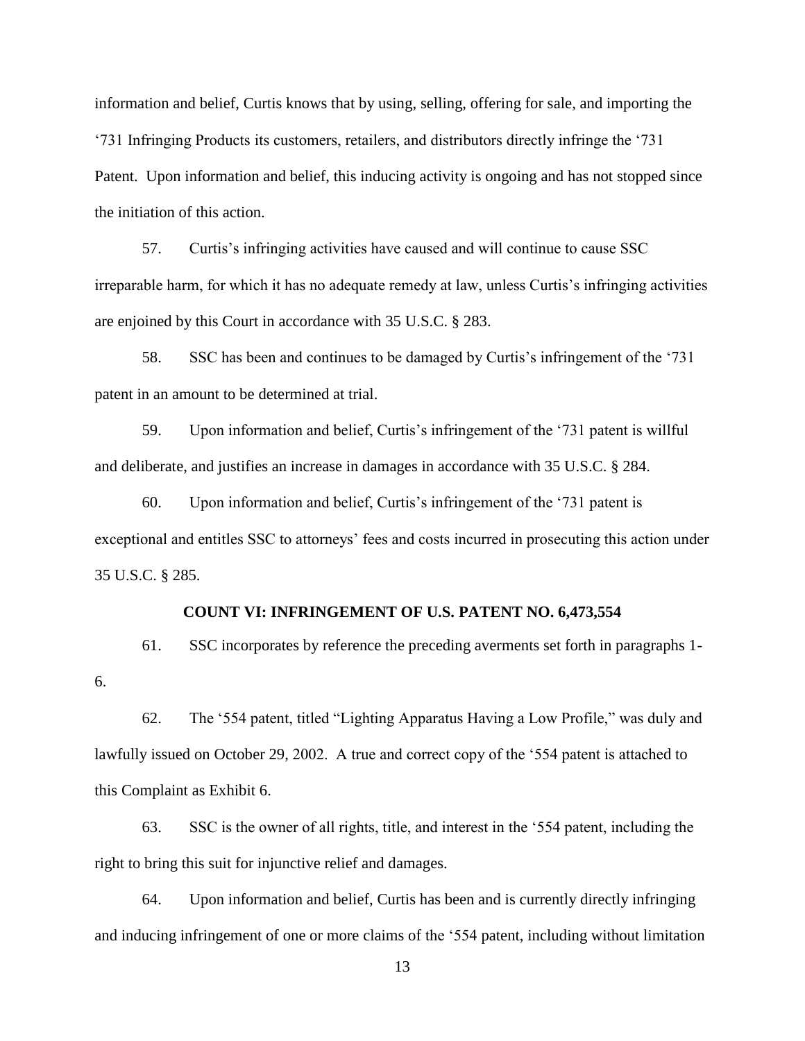information and belief, Curtis knows that by using, selling, offering for sale, and importing the '731 Infringing Products its customers, retailers, and distributors directly infringe the '731 Patent. Upon information and belief, this inducing activity is ongoing and has not stopped since the initiation of this action.

57. Curtis's infringing activities have caused and will continue to cause SSC irreparable harm, for which it has no adequate remedy at law, unless Curtis's infringing activities are enjoined by this Court in accordance with 35 U.S.C. § 283.

58. SSC has been and continues to be damaged by Curtis's infringement of the '731 patent in an amount to be determined at trial.

59. Upon information and belief, Curtis's infringement of the '731 patent is willful and deliberate, and justifies an increase in damages in accordance with 35 U.S.C. § 284.

60. Upon information and belief, Curtis's infringement of the '731 patent is exceptional and entitles SSC to attorneys' fees and costs incurred in prosecuting this action under 35 U.S.C. § 285.

**COUNT VI: INFRINGEMENT OF U.S. PATENT NO. 6,473,554**

61. SSC incorporates by reference the preceding averments set forth in paragraphs 1-6.

62. The '554 patent, titled "Lighting Apparatus Having a Low Profile," was duly and lawfully issued on October 29, 2002. A true and correct copy of the '554 patent is attached to this Complaint as Exhibit 6.

63. SSC is the owner of all rights, title, and interest in the '554 patent, including the right to bring this suit for injunctive relief and damages.

64. Upon information and belief, Curtis has been and is currently directly infringing and inducing infringement of one or more claims of the '554 patent, including without limitation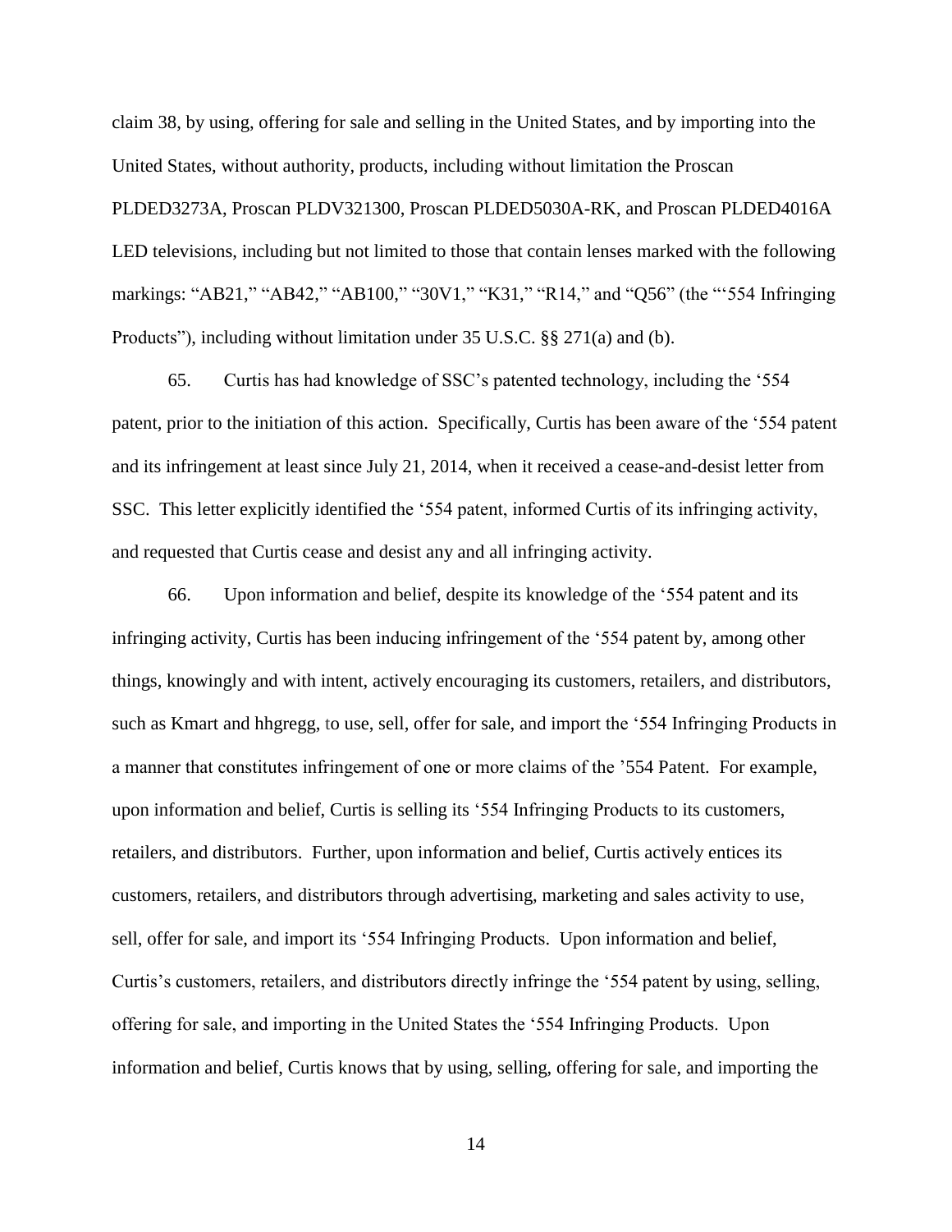claim 38, by using, offering for sale and selling in the United States, and by importing into the United States, without authority, products, including without limitation the Proscan PLDED3273A, Proscan PLDV321300, Proscan PLDED5030A-RK, and Proscan PLDED4016A LED televisions, including but not limited to those that contain lenses marked with the following markings: "AB21," "AB42," "AB100," "30V1," "K31," "R14," and "Q56" (the "'554 Infringing Products"), including without limitation under 35 U.S.C. §§ 271(a) and (b).

65. Curtis has had knowledge of SSC's patented technology, including the '554 patent, prior to the initiation of this action. Specifically, Curtis has been aware of the '554 patent and its infringement at least since July 21, 2014, when it received a cease-and-desist letter from SSC. This letter explicitly identified the '554 patent, informed Curtis of its infringing activity, and requested that Curtis cease and desist any and all infringing activity.

66. Upon information and belief, despite its knowledge of the '554 patent and its infringing activity, Curtis has been inducing infringement of the '554 patent by, among other things, knowingly and with intent, actively encouraging its customers, retailers, and distributors, such as Kmart and hhgregg, to use, sell, offer for sale, and import the '554 Infringing Products in a manner that constitutes infringement of one or more claims of the '554 Patent. For example, upon information and belief, Curtis is selling its '554 Infringing Products to its customers, retailers, and distributors. Further, upon information and belief, Curtis actively entices its customers, retailers, and distributors through advertising, marketing and sales activity to use, sell, offer for sale, and import its '554 Infringing Products. Upon information and belief, Curtis's customers, retailers, and distributors directly infringe the '554 patent by using, selling, offering for sale, and importing in the United States the '554 Infringing Products. Upon information and belief, Curtis knows that by using, selling, offering for sale, and importing the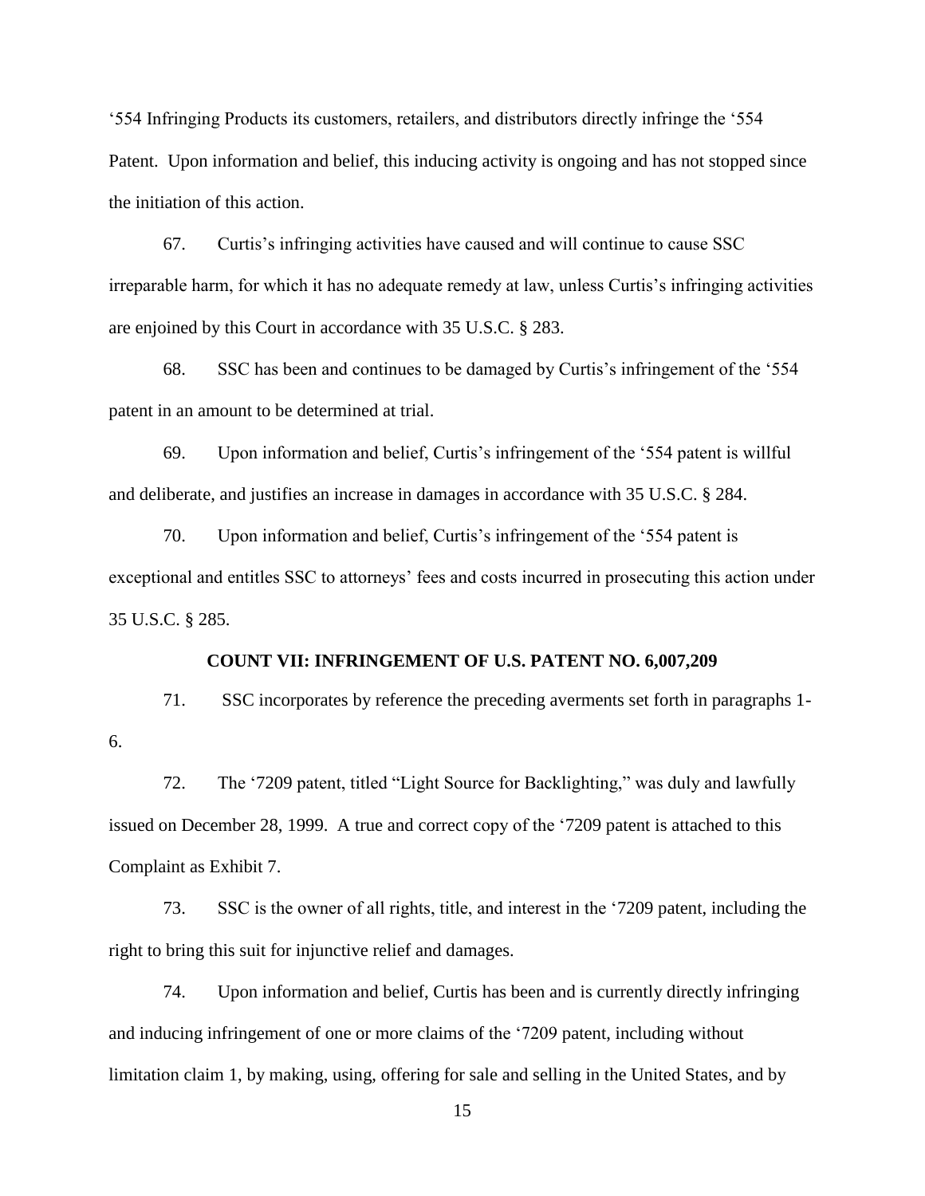'554 Infringing Products its customers, retailers, and distributors directly infringe the '554 Patent. Upon information and belief, this inducing activity is ongoing and has not stopped since the initiation of this action.

67. Curtis's infringing activities have caused and will continue to cause SSC irreparable harm, for which it has no adequate remedy at law, unless Curtis's infringing activities are enjoined by this Court in accordance with 35 U.S.C. § 283.

68. SSC has been and continues to be damaged by Curtis's infringement of the '554 patent in an amount to be determined at trial.

69. Upon information and belief, Curtis's infringement of the '554 patent is willful and deliberate, and justifies an increase in damages in accordance with 35 U.S.C. § 284.

70. Upon information and belief, Curtis's infringement of the '554 patent is exceptional and entitles SSC to attorneys' fees and costs incurred in prosecuting this action under 35 U.S.C. § 285.

### COUNT VII: INFRINGEMENT OF U.S. PATENT NO. 6,007,209

71. SSC incorporates by reference the preceding averments set forth in paragraphs 1-6.

72. The '7209 patent, titled "Light Source for Backlighting," was duly and lawfully issued on December 28, 1999. A true and correct copy of the '7209 patent is attached to this Complaint as Exhibit 7.

73. SSC is the owner of all rights, title, and interest in the '7209 patent, including the right to bring this suit for injunctive relief and damages.

74. Upon information and belief, Curtis has been and is currently directly infringing and inducing infringement of one or more claims of the '7209 patent, including without limitation claim 1, by making, using, offering for sale and selling in the United States, and by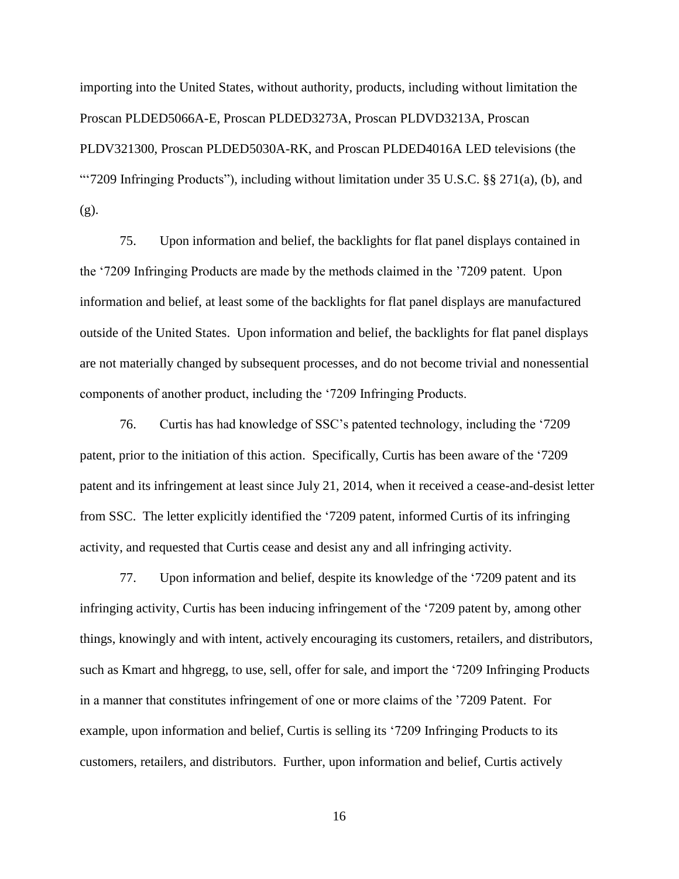importing into the United States, without authority, products, including without limitation the Proscan PLDED5066A-E, Proscan PLDED3273A, Proscan PLDVD3213A, Proscan PLDV321300, Proscan PLDED5030A-RK, and Proscan PLDED4016A LED televisions (the "'7209 Infringing Products"), including without limitation under 35 U.S.C. §§ 271(a), (b), and (g).

75. Upon information and belief, the backlights for flat panel displays contained in the '7209 Infringing Products are made by the methods claimed in the '7209 patent. Upon information and belief, at least some of the backlights for flat panel displays are manufactured outside of the United States. Upon information and belief, the backlights for flat panel displays are not materially changed by subsequent processes, and do not become trivial and nonessential components of another product, including the '7209 Infringing Products.

76. Curtis has had knowledge of SSC's patented technology, including the '7209 patent, prior to the initiation of this action. Specifically, Curtis has been aware of the '7209 patent and its infringement at least since July 21, 2014, when it received a cease-and-desist letter from SSC. The letter explicitly identified the '7209 patent, informed Curtis of its infringing activity, and requested that Curtis cease and desist any and all infringing activity.

77. Upon information and belief, despite its knowledge of the '7209 patent and its infringing activity, Curtis has been inducing infringement of the '7209 patent by, among other things, knowingly and with intent, actively encouraging its customers, retailers, and distributors, such as Kmart and hhgregg, to use, sell, offer for sale, and import the '7209 Infringing Products in a manner that constitutes infringement of one or more claims of the '7209 Patent. For example, upon information and belief, Curtis is selling its '7209 Infringing Products to its customers, retailers, and distributors. Further, upon information and belief, Curtis actively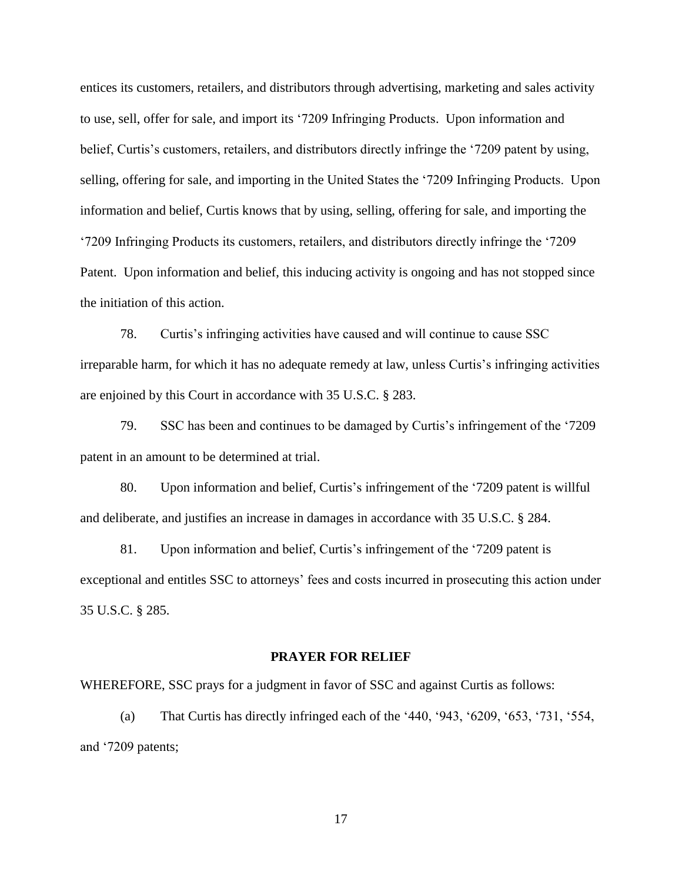entices its customers, retailers, and distributors through advertising, marketing and sales activity to use, sell, offer for sale, and import its '7209 Infringing Products. Upon information and belief, Curtis's customers, retailers, and distributors directly infringe the '7209 patent by using, selling, offering for sale, and importing in the United States the '7209 Infringing Products. Upon information and belief, Curtis knows that by using, selling, offering for sale, and importing the '7209 Infringing Products its customers, retailers, and distributors directly infringe the '7209 Patent. Upon information and belief, this inducing activity is ongoing and has not stopped since the initiation of this action.

78. Curtis's infringing activities have caused and will continue to cause SSC irreparable harm, for which it has no adequate remedy at law, unless Curtis's infringing activities are enjoined by this Court in accordance with 35 U.S.C. § 283.

79. SSC has been and continues to be damaged by Curtis's infringement of the '7209 patent in an amount to be determined at trial.

80. Upon information and belief, Curtis's infringement of the '7209 patent is willful and deliberate, and justifies an increase in damages in accordance with 35 U.S.C. § 284.

81. Upon information and belief, Curtis's infringement of the '7209 patent is exceptional and entitles SSC to attorneys' fees and costs incurred in prosecuting this action under 35 U.S.C. § 285.

**PRAYER FOR RELIEF**

WHEREFORE, SSC prays for a judgment in favor of SSC and against Curtis as follows:

(a) That Curtis has directly infringed each of the '440, '943, '6209, '653, '731, '554, and '7209 patents;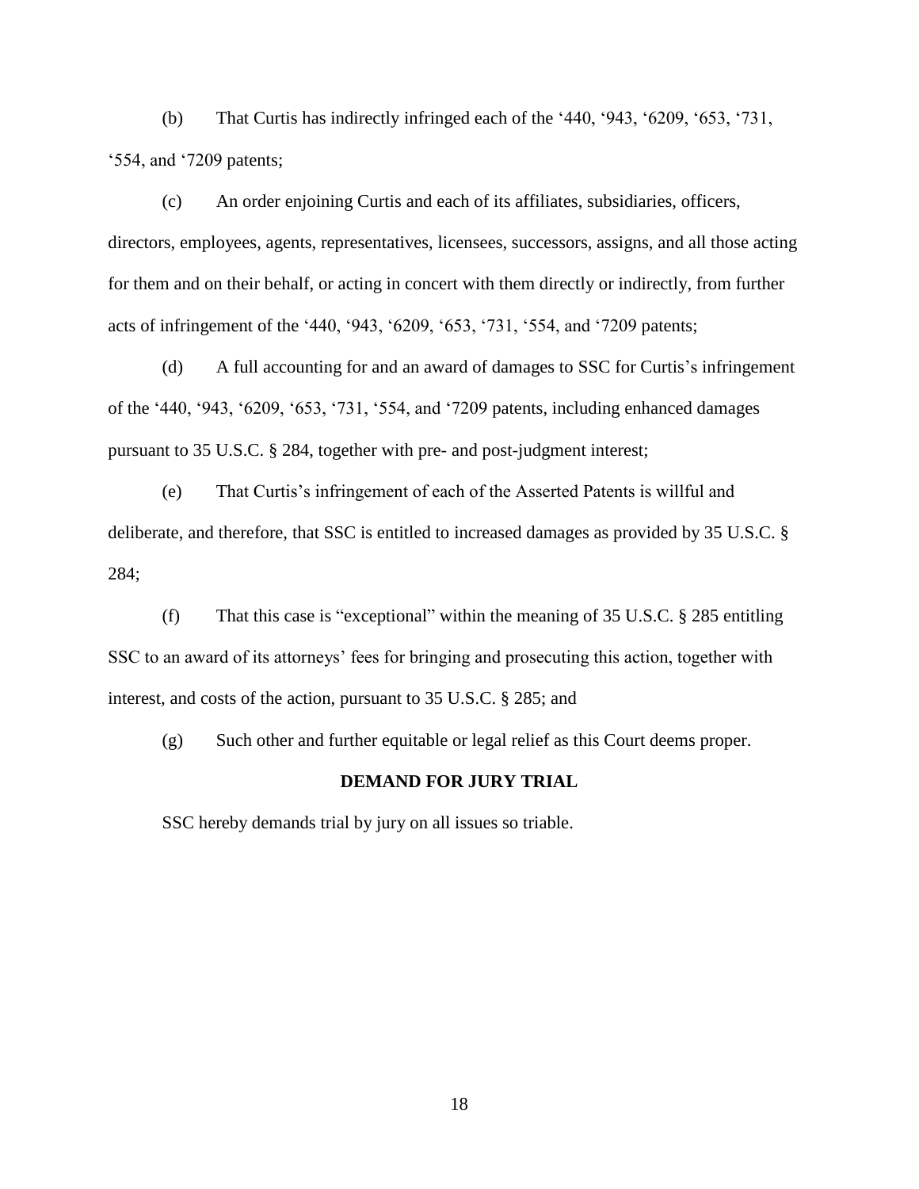(b) That Curtis has indirectly infringed each of the '440, '943, '6209, '653, '731, '554, and '7209 patents;

(c) An order enjoining Curtis and each of its affiliates, subsidiaries, officers, directors, employees, agents, representatives, licensees, successors, assigns, and all those acting for them and on their behalf, or acting in concert with them directly or indirectly, from further acts of infringement of the '440, '943, '6209, '653, '731, '554, and '7209 patents;

(d) A full accounting for and an award of damages to SSC for Curtis's infringement of the '440, '943, '6209, '653, '731, '554, and '7209 patents, including enhanced damages pursuant to 35 U.S.C. § 284, together with pre- and post-judgment interest;

(e) That Curtis's infringement of each of the Asserted Patents is willful and deliberate, and therefore, that SSC is entitled to increased damages as provided by 35 U.S.C. § 284;

(f) That this case is "exceptional" within the meaning of 35 U.S.C. § 285 entitling SSC to an award of its attorneys' fees for bringing and prosecuting this action, together with interest, and costs of the action, pursuant to 35 U.S.C. § 285; and

(g) Such other and further equitable or legal relief as this Court deems proper.

**DEMAND FOR JURY TRIAL**

SSC hereby demands trial by jury on all issues so triable.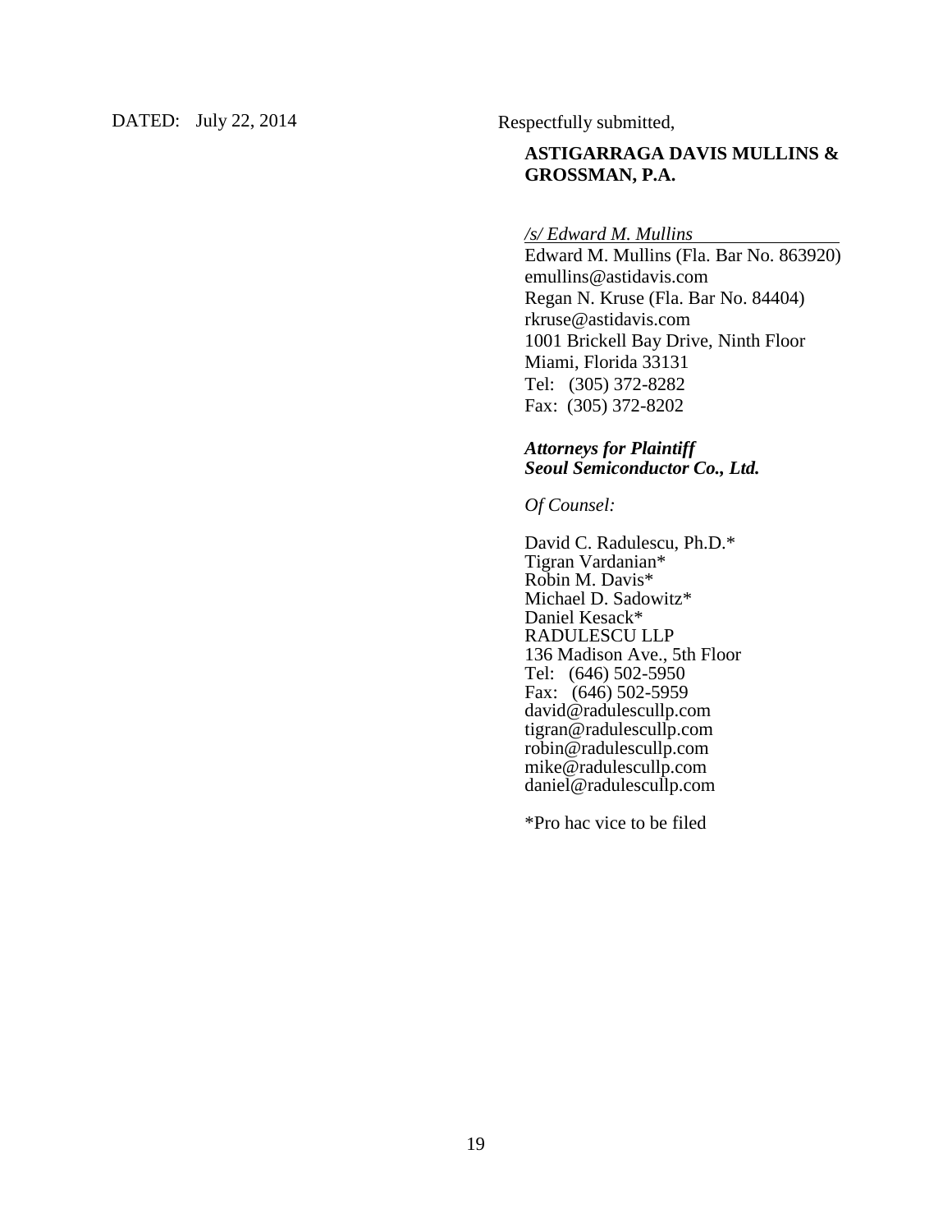DATED: July 22, 2014

Respectfully submitted,

**ASTIGARRAGA DAVIS MULLINS & GROSSMAN, P.A.**

*/s/ Edward M. Mullins*
Edward M. Mullins (Fla. Bar No. 863920)
emullins@astidavis.com
Regan N. Kruse (Fla. Bar No. 84404)
rkruse@astidavis.com
1001 Brickell Bay Drive, Ninth Floor
Miami, Florida 33131
Tel: (305) 372-8282
Fax: (305) 372-8202

***Attorneys for Plaintiff Seoul Semiconductor Co., Ltd.***

*Of Counsel:*

David C. Radulescu, Ph.D.*
Tigran Vardanian*
Robin M. Davis*
Michael D. Sadowitz*
Daniel Kesack*
RADULESCU LLP
136 Madison Ave., 5th Floor
Tel: (646) 502-5950
Fax: (646) 502-5959
david@radulescullp.com
tigran@radulescullp.com
robin@radulescullp.com
mike@radulescullp.com
daniel@radulescullp.com

*Pro hac vice to be filed